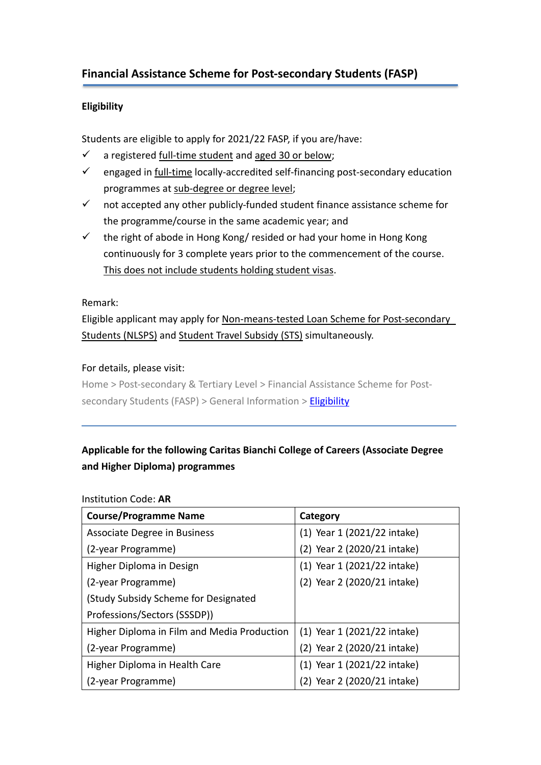## Financial Assistance Scheme for Post-secondary Students (FASP)

### Eligibility

Students are eligible to apply for 2021/22 FASP, if you are/have:

- ✓ a registered full-time student and aged 30 or below;
- ✓ engaged in full-time locally-accredited self-financing post-secondary education programmes at sub-degree or degree level;
- ✓ not accepted any other publicly-funded student finance assistance scheme for the programme/course in the same academic year; and
- ✓ the right of abode in Hong Kong/ resided or had your home in Hong Kong continuously for 3 complete years prior to the commencement of the course. This does not include students holding student visas.

Remark:

Eligible applicant may apply for Non-means-tested Loan Scheme for Post-secondary Students (NLSPS) and Student Travel Subsidy (STS) simultaneously.

For details, please visit:

Home > Post-secondary & Tertiary Level > Financial Assistance Scheme for Post-secondary Students (FASP) > General Information > Eligibility

---

**Applicable for the following Caritas Bianchi College of Careers (Associate Degree and Higher Diploma) programmes**

Institution Code: **AR**

| Course/Programme Name | Category |
|---|---|
| Associate Degree in Business<br>(2-year Programme) | (1) Year 1 (2021/22 intake)<br>(2) Year 2 (2020/21 intake) |
| Higher Diploma in Design<br>(2-year Programme)<br>(Study Subsidy Scheme for Designated Professions/Sectors (SSSDP)) | (1) Year 1 (2021/22 intake)<br>(2) Year 2 (2020/21 intake) |
| Higher Diploma in Film and Media Production<br>(2-year Programme) | (1) Year 1 (2021/22 intake)<br>(2) Year 2 (2020/21 intake) |
| Higher Diploma in Health Care<br>(2-year Programme) | (1) Year 1 (2021/22 intake)<br>(2) Year 2 (2020/21 intake) |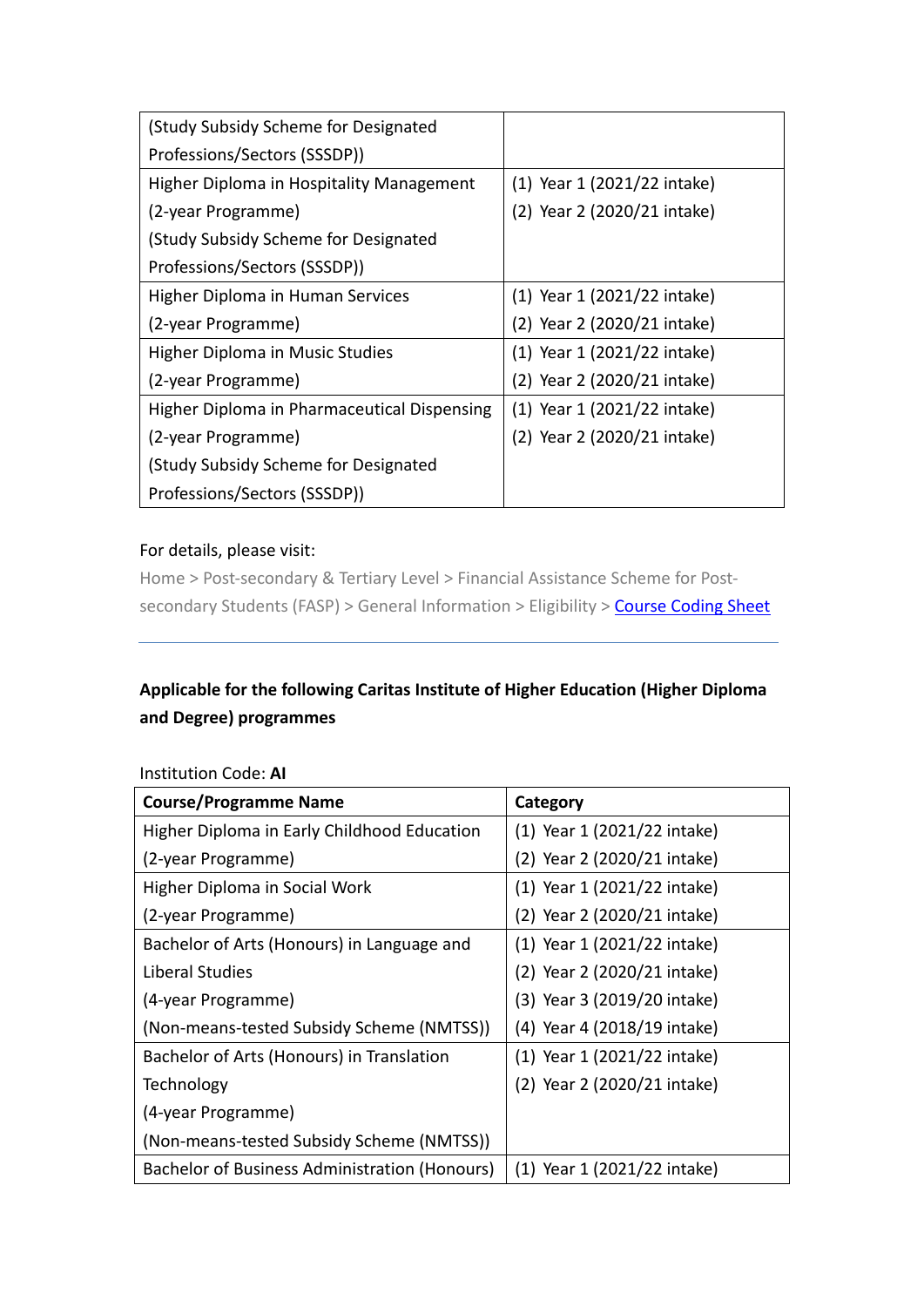| | |
|---|---|
| (Study Subsidy Scheme for Designated Professions/Sectors (SSSDP)) | |
| Higher Diploma in Hospitality Management (2-year Programme) (Study Subsidy Scheme for Designated Professions/Sectors (SSSDP)) | (1) Year 1 (2021/22 intake) (2) Year 2 (2020/21 intake) |
| Higher Diploma in Human Services (2-year Programme) | (1) Year 1 (2021/22 intake) (2) Year 2 (2020/21 intake) |
| Higher Diploma in Music Studies (2-year Programme) | (1) Year 1 (2021/22 intake) (2) Year 2 (2020/21 intake) |
| Higher Diploma in Pharmaceutical Dispensing (2-year Programme) (Study Subsidy Scheme for Designated Professions/Sectors (SSSDP)) | (1) Year 1 (2021/22 intake) (2) Year 2 (2020/21 intake) |

For details, please visit:
Home > Post-secondary & Tertiary Level > Financial Assistance Scheme for Post-secondary Students (FASP) > General Information > Eligibility > Course Coding Sheet

---

**Applicable for the following Caritas Institute of Higher Education (Higher Diploma and Degree) programmes**

Institution Code: **AI**

| Course/Programme Name | Category |
|---|---|
| Higher Diploma in Early Childhood Education (2-year Programme) | (1) Year 1 (2021/22 intake) (2) Year 2 (2020/21 intake) |
| Higher Diploma in Social Work (2-year Programme) | (1) Year 1 (2021/22 intake) (2) Year 2 (2020/21 intake) |
| Bachelor of Arts (Honours) in Language and Liberal Studies (4-year Programme) (Non-means-tested Subsidy Scheme (NMTSS)) | (1) Year 1 (2021/22 intake) (2) Year 2 (2020/21 intake) (3) Year 3 (2019/20 intake) (4) Year 4 (2018/19 intake) |
| Bachelor of Arts (Honours) in Translation Technology (4-year Programme) (Non-means-tested Subsidy Scheme (NMTSS)) | (1) Year 1 (2021/22 intake) (2) Year 2 (2020/21 intake) |
| Bachelor of Business Administration (Honours) | (1) Year 1 (2021/22 intake) |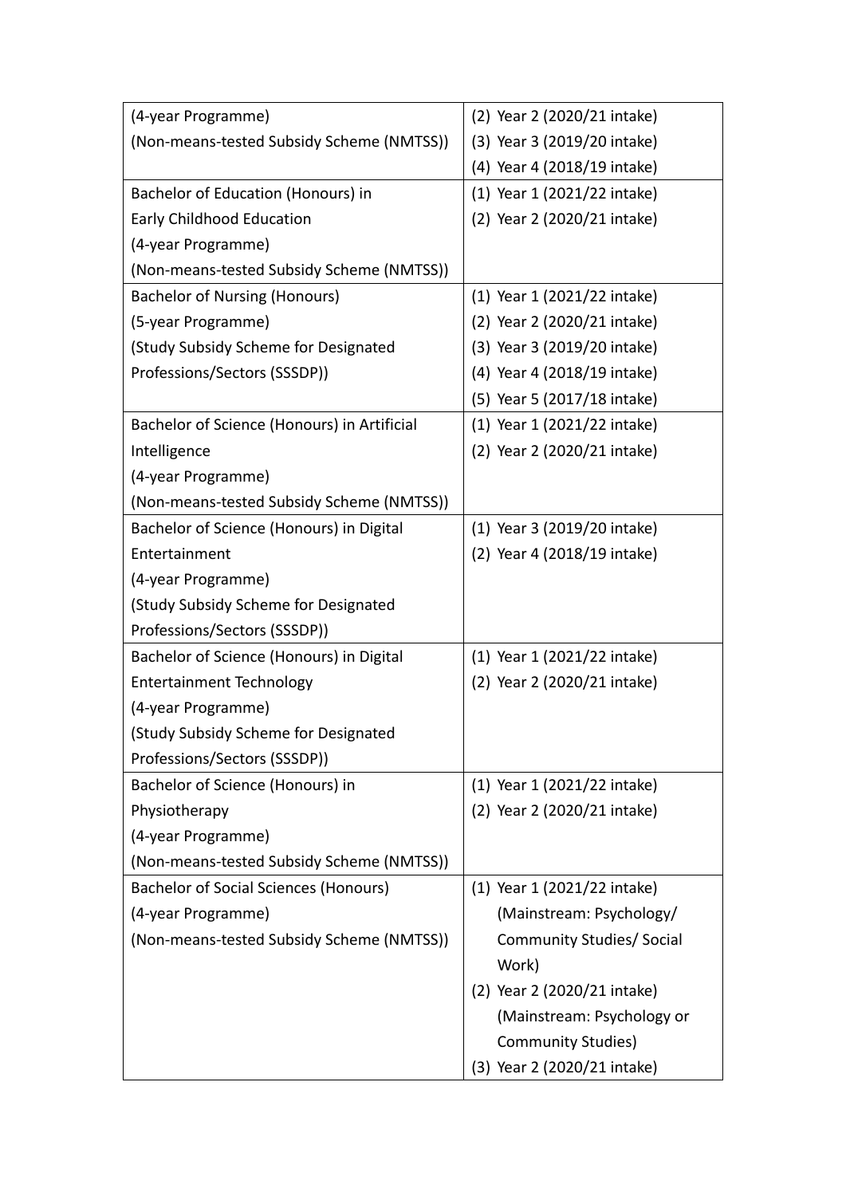| | |
|---|---|
| (4-year Programme)<br>(Non-means-tested Subsidy Scheme (NMTSS)) | (2) Year 2 (2020/21 intake)<br>(3) Year 3 (2019/20 intake)<br>(4) Year 4 (2018/19 intake) |
| Bachelor of Education (Honours) in Early Childhood Education<br>(4-year Programme)<br>(Non-means-tested Subsidy Scheme (NMTSS)) | (1) Year 1 (2021/22 intake)<br>(2) Year 2 (2020/21 intake) |
| Bachelor of Nursing (Honours)<br>(5-year Programme)<br>(Study Subsidy Scheme for Designated Professions/Sectors (SSSDP)) | (1) Year 1 (2021/22 intake)<br>(2) Year 2 (2020/21 intake)<br>(3) Year 3 (2019/20 intake)<br>(4) Year 4 (2018/19 intake)<br>(5) Year 5 (2017/18 intake) |
| Bachelor of Science (Honours) in Artificial Intelligence<br>(4-year Programme)<br>(Non-means-tested Subsidy Scheme (NMTSS)) | (1) Year 1 (2021/22 intake)<br>(2) Year 2 (2020/21 intake) |
| Bachelor of Science (Honours) in Digital Entertainment<br>(4-year Programme)<br>(Study Subsidy Scheme for Designated Professions/Sectors (SSSDP)) | (1) Year 3 (2019/20 intake)<br>(2) Year 4 (2018/19 intake) |
| Bachelor of Science (Honours) in Digital Entertainment Technology<br>(4-year Programme)<br>(Study Subsidy Scheme for Designated Professions/Sectors (SSSDP)) | (1) Year 1 (2021/22 intake)<br>(2) Year 2 (2020/21 intake) |
| Bachelor of Science (Honours) in Physiotherapy<br>(4-year Programme)<br>(Non-means-tested Subsidy Scheme (NMTSS)) | (1) Year 1 (2021/22 intake)<br>(2) Year 2 (2020/21 intake) |
| Bachelor of Social Sciences (Honours)<br>(4-year Programme)<br>(Non-means-tested Subsidy Scheme (NMTSS)) | (1) Year 1 (2021/22 intake) (Mainstream: Psychology/ Community Studies/ Social Work)<br>(2) Year 2 (2020/21 intake) (Mainstream: Psychology or Community Studies)<br>(3) Year 2 (2020/21 intake) |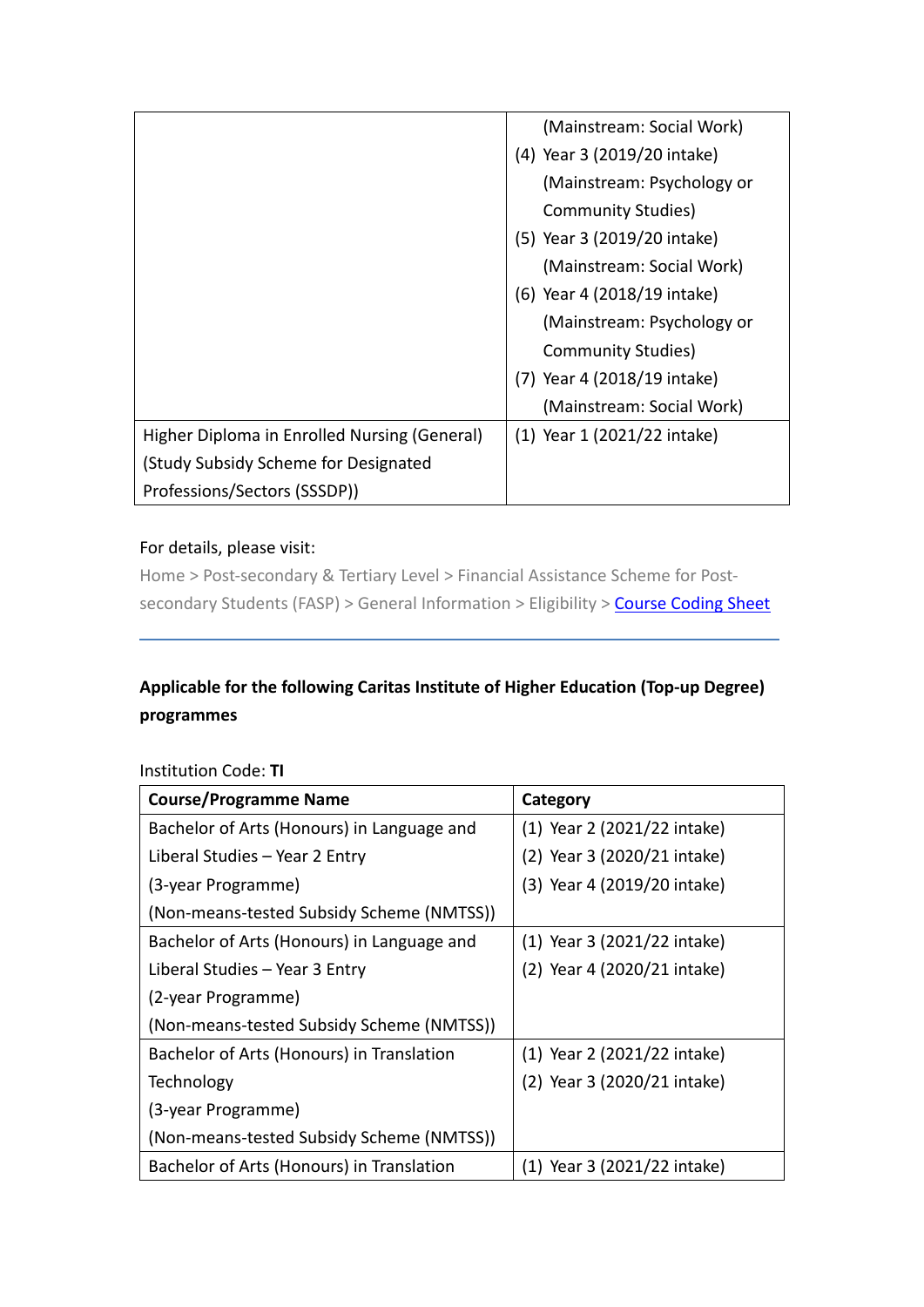| | |
|---|---|
| | (Mainstream: Social Work)<br>(4) Year 3 (2019/20 intake)<br>(Mainstream: Psychology or Community Studies)<br>(5) Year 3 (2019/20 intake)<br>(Mainstream: Social Work)<br>(6) Year 4 (2018/19 intake)<br>(Mainstream: Psychology or Community Studies)<br>(7) Year 4 (2018/19 intake)<br>(Mainstream: Social Work) |
| Higher Diploma in Enrolled Nursing (General)<br>(Study Subsidy Scheme for Designated Professions/Sectors (SSSDP)) | (1) Year 1 (2021/22 intake) |

For details, please visit:

Home > Post-secondary & Tertiary Level > Financial Assistance Scheme for Post-secondary Students (FASP) > General Information > Eligibility > [Course Coding Sheet]

---

**Applicable for the following Caritas Institute of Higher Education (Top-up Degree) programmes**

Institution Code: **TI**

| Course/Programme Name | Category |
|---|---|
| Bachelor of Arts (Honours) in Language and Liberal Studies – Year 2 Entry<br>(3-year Programme)<br>(Non-means-tested Subsidy Scheme (NMTSS)) | (1) Year 2 (2021/22 intake)<br>(2) Year 3 (2020/21 intake)<br>(3) Year 4 (2019/20 intake) |
| Bachelor of Arts (Honours) in Language and Liberal Studies – Year 3 Entry<br>(2-year Programme)<br>(Non-means-tested Subsidy Scheme (NMTSS)) | (1) Year 3 (2021/22 intake)<br>(2) Year 4 (2020/21 intake) |
| Bachelor of Arts (Honours) in Translation Technology<br>(3-year Programme)<br>(Non-means-tested Subsidy Scheme (NMTSS)) | (1) Year 2 (2021/22 intake)<br>(2) Year 3 (2020/21 intake) |
| Bachelor of Arts (Honours) in Translation | (1) Year 3 (2021/22 intake) |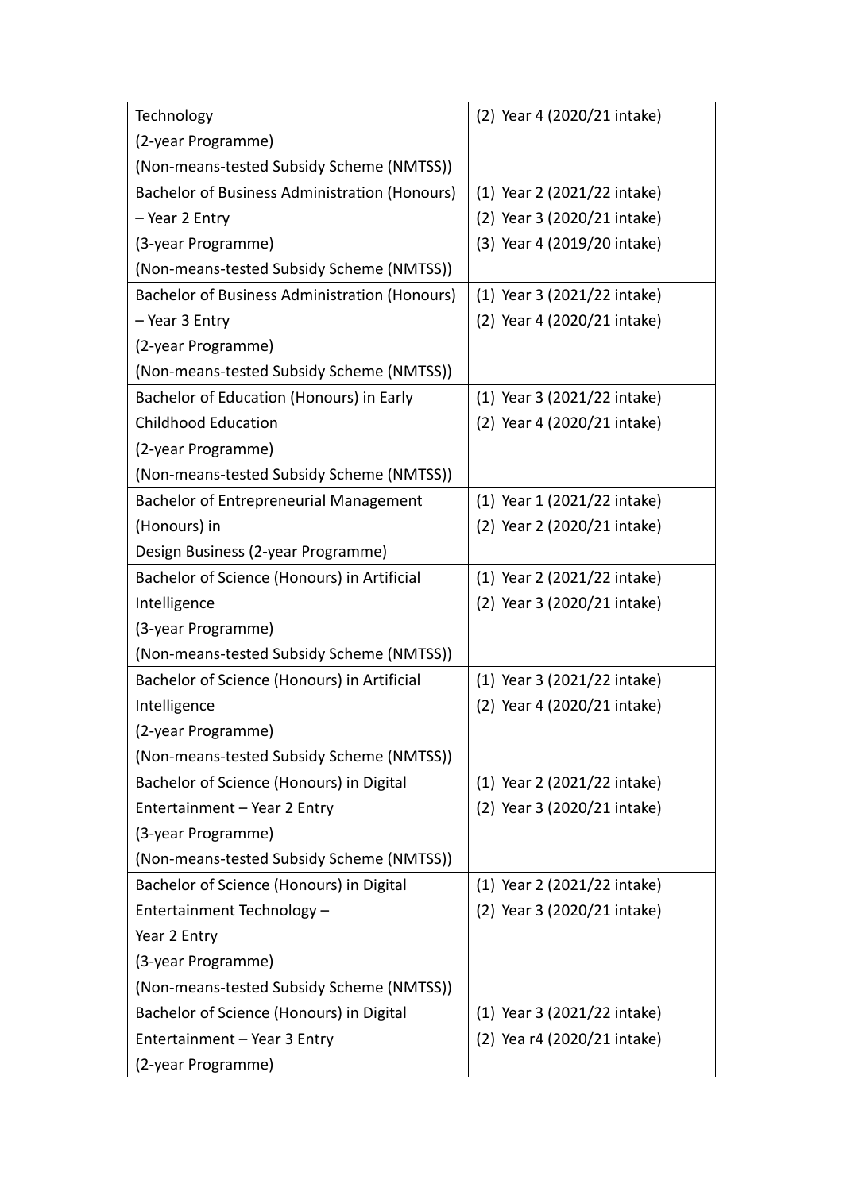| | |
|---|---|
| Technology<br>(2-year Programme)<br>(Non-means-tested Subsidy Scheme (NMTSS)) | (2) Year 4 (2020/21 intake) |
| Bachelor of Business Administration (Honours)<br>– Year 2 Entry<br>(3-year Programme)<br>(Non-means-tested Subsidy Scheme (NMTSS)) | (1) Year 2 (2021/22 intake)<br>(2) Year 3 (2020/21 intake)<br>(3) Year 4 (2019/20 intake) |
| Bachelor of Business Administration (Honours)<br>– Year 3 Entry<br>(2-year Programme)<br>(Non-means-tested Subsidy Scheme (NMTSS)) | (1) Year 3 (2021/22 intake)<br>(2) Year 4 (2020/21 intake) |
| Bachelor of Education (Honours) in Early<br>Childhood Education<br>(2-year Programme)<br>(Non-means-tested Subsidy Scheme (NMTSS)) | (1) Year 3 (2021/22 intake)<br>(2) Year 4 (2020/21 intake) |
| Bachelor of Entrepreneurial Management<br>(Honours) in<br>Design Business (2-year Programme) | (1) Year 1 (2021/22 intake)<br>(2) Year 2 (2020/21 intake) |
| Bachelor of Science (Honours) in Artificial<br>Intelligence<br>(3-year Programme)<br>(Non-means-tested Subsidy Scheme (NMTSS)) | (1) Year 2 (2021/22 intake)<br>(2) Year 3 (2020/21 intake) |
| Bachelor of Science (Honours) in Artificial<br>Intelligence<br>(2-year Programme)<br>(Non-means-tested Subsidy Scheme (NMTSS)) | (1) Year 3 (2021/22 intake)<br>(2) Year 4 (2020/21 intake) |
| Bachelor of Science (Honours) in Digital<br>Entertainment – Year 2 Entry<br>(3-year Programme)<br>(Non-means-tested Subsidy Scheme (NMTSS)) | (1) Year 2 (2021/22 intake)<br>(2) Year 3 (2020/21 intake) |
| Bachelor of Science (Honours) in Digital<br>Entertainment Technology –<br>Year 2 Entry<br>(3-year Programme)<br>(Non-means-tested Subsidy Scheme (NMTSS)) | (1) Year 2 (2021/22 intake)<br>(2) Year 3 (2020/21 intake) |
| Bachelor of Science (Honours) in Digital<br>Entertainment – Year 3 Entry<br>(2-year Programme) | (1) Year 3 (2021/22 intake)<br>(2) Yea r4 (2020/21 intake) |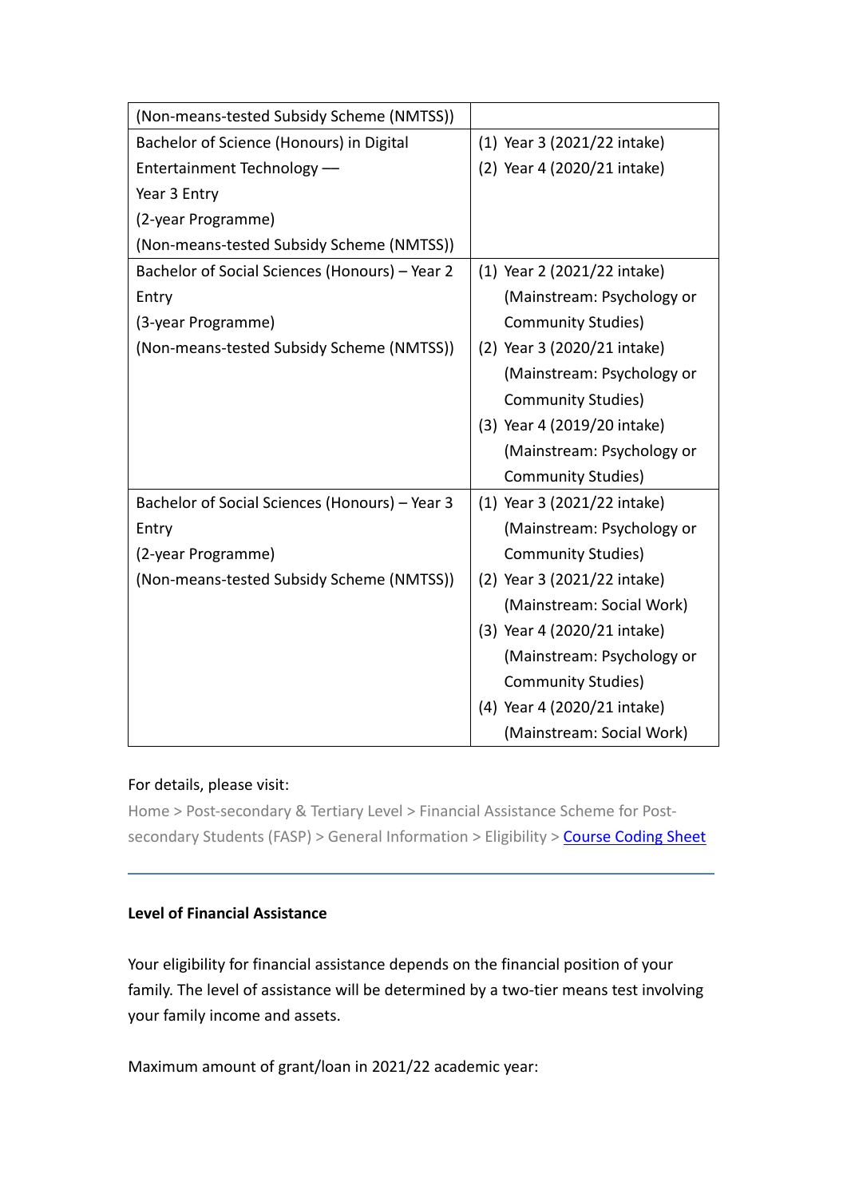| | |
|---|---|
| (Non-means-tested Subsidy Scheme (NMTSS)) | |
| Bachelor of Science (Honours) in Digital Entertainment Technology — Year 3 Entry (2-year Programme) (Non-means-tested Subsidy Scheme (NMTSS)) | (1) Year 3 (2021/22 intake) (2) Year 4 (2020/21 intake) |
| Bachelor of Social Sciences (Honours) – Year 2 Entry (3-year Programme) (Non-means-tested Subsidy Scheme (NMTSS)) | (1) Year 2 (2021/22 intake) (Mainstream: Psychology or Community Studies) (2) Year 3 (2020/21 intake) (Mainstream: Psychology or Community Studies) (3) Year 4 (2019/20 intake) (Mainstream: Psychology or Community Studies) |
| Bachelor of Social Sciences (Honours) – Year 3 Entry (2-year Programme) (Non-means-tested Subsidy Scheme (NMTSS)) | (1) Year 3 (2021/22 intake) (Mainstream: Psychology or Community Studies) (2) Year 3 (2021/22 intake) (Mainstream: Social Work) (3) Year 4 (2020/21 intake) (Mainstream: Psychology or Community Studies) (4) Year 4 (2020/21 intake) (Mainstream: Social Work) |

For details, please visit:

Home > Post-secondary & Tertiary Level > Financial Assistance Scheme for Post-secondary Students (FASP) > General Information > Eligibility > Course Coding Sheet

---

**Level of Financial Assistance**

Your eligibility for financial assistance depends on the financial position of your family. The level of assistance will be determined by a two-tier means test involving your family income and assets.

Maximum amount of grant/loan in 2021/22 academic year: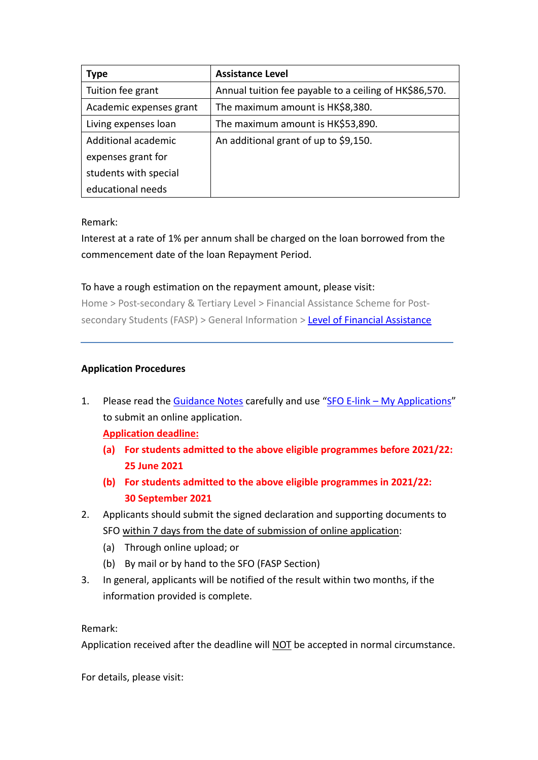| Type | Assistance Level |
| --- | --- |
| Tuition fee grant | Annual tuition fee payable to a ceiling of HK$86,570. |
| Academic expenses grant | The maximum amount is HK$8,380. |
| Living expenses loan | The maximum amount is HK$53,890. |
| Additional academic expenses grant for students with special educational needs | An additional grant of up to $9,150. |

Remark:
Interest at a rate of 1% per annum shall be charged on the loan borrowed from the commencement date of the loan Repayment Period.

To have a rough estimation on the repayment amount, please visit:
Home > Post-secondary & Tertiary Level > Financial Assistance Scheme for Post-secondary Students (FASP) > General Information > Level of Financial Assistance

---

**Application Procedures**

1. Please read the Guidance Notes carefully and use "SFO E-link – My Applications" to submit an online application.
   **Application deadline:**
   **(a) For students admitted to the above eligible programmes before 2021/22: 25 June 2021**
   **(b) For students admitted to the above eligible programmes in 2021/22: 30 September 2021**
2. Applicants should submit the signed declaration and supporting documents to SFO within 7 days from the date of submission of online application:
   (a) Through online upload; or
   (b) By mail or by hand to the SFO (FASP Section)
3. In general, applicants will be notified of the result within two months, if the information provided is complete.

Remark:
Application received after the deadline will NOT be accepted in normal circumstance.

For details, please visit: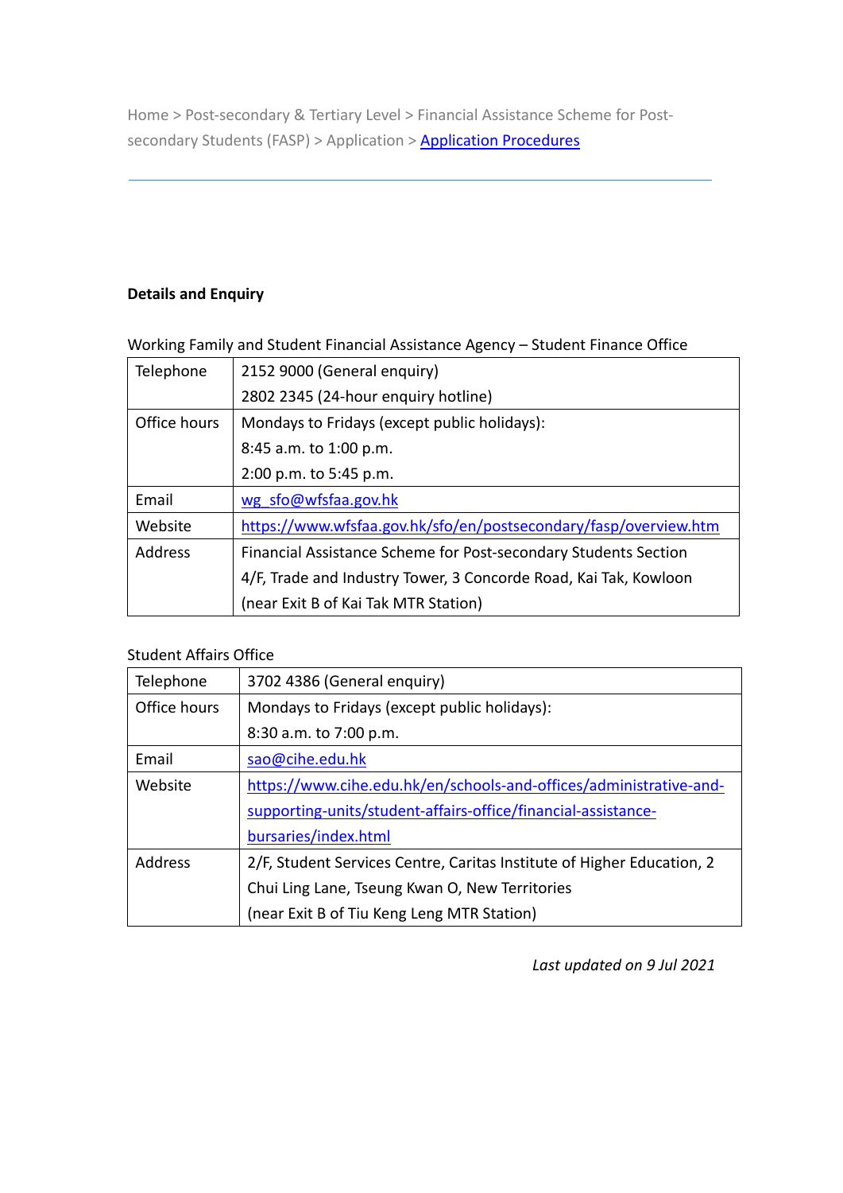Home > Post-secondary & Tertiary Level > Financial Assistance Scheme for Post-secondary Students (FASP) > Application > Application Procedures

**Details and Enquiry**

Working Family and Student Financial Assistance Agency – Student Finance Office

| | |
|---|---|
| Telephone | 2152 9000 (General enquiry)<br>2802 2345 (24-hour enquiry hotline) |
| Office hours | Mondays to Fridays (except public holidays):<br>8:45 a.m. to 1:00 p.m.<br>2:00 p.m. to 5:45 p.m. |
| Email | wg_sfo@wfsfaa.gov.hk |
| Website | https://www.wfsfaa.gov.hk/sfo/en/postsecondary/fasp/overview.htm |
| Address | Financial Assistance Scheme for Post-secondary Students Section<br>4/F, Trade and Industry Tower, 3 Concorde Road, Kai Tak, Kowloon<br>(near Exit B of Kai Tak MTR Station) |

Student Affairs Office

| | |
|---|---|
| Telephone | 3702 4386 (General enquiry) |
| Office hours | Mondays to Fridays (except public holidays):<br>8:30 a.m. to 7:00 p.m. |
| Email | sao@cihe.edu.hk |
| Website | https://www.cihe.edu.hk/en/schools-and-offices/administrative-and-supporting-units/student-affairs-office/financial-assistance-bursaries/index.html |
| Address | 2/F, Student Services Centre, Caritas Institute of Higher Education, 2 Chui Ling Lane, Tseung Kwan O, New Territories<br>(near Exit B of Tiu Keng Leng MTR Station) |

*Last updated on 9 Jul 2021*